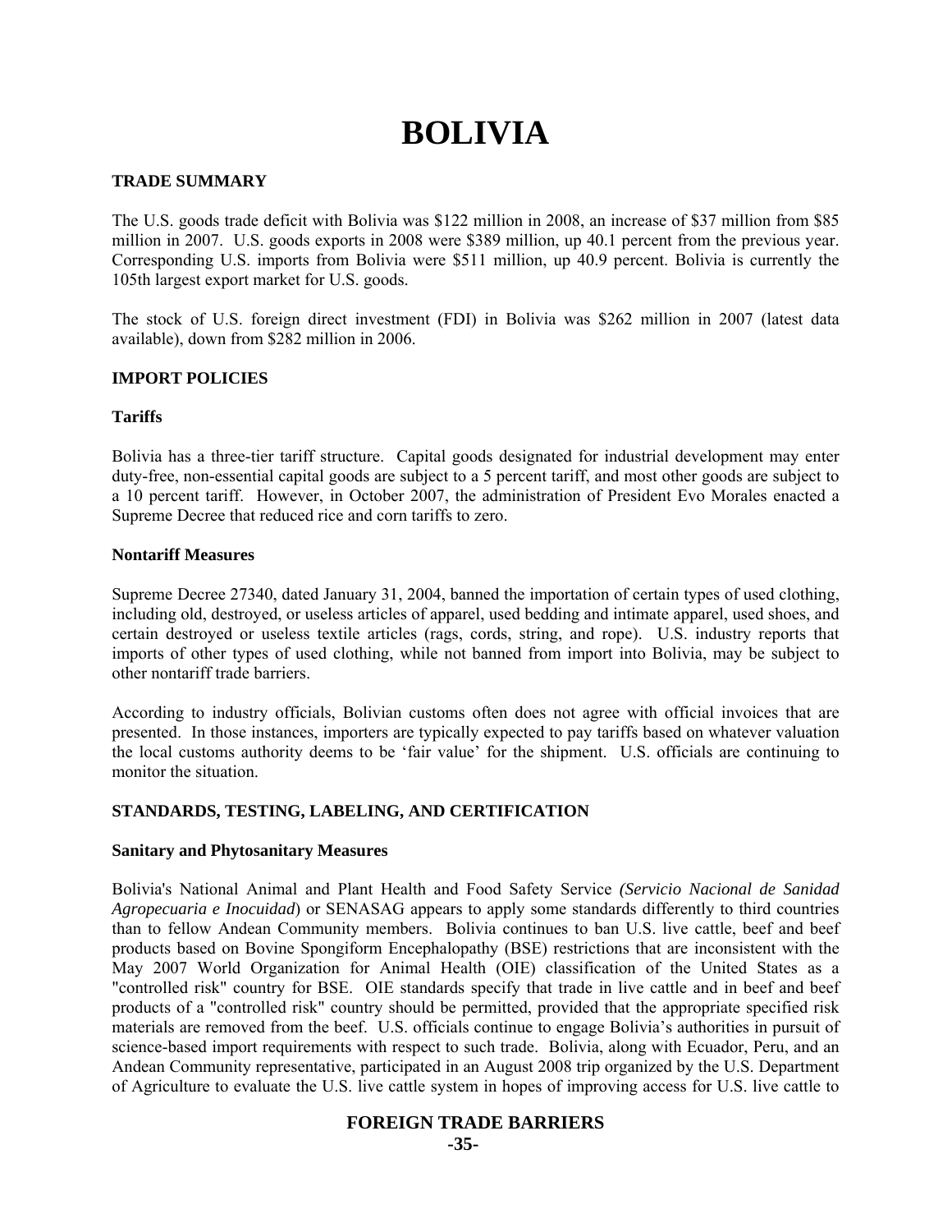# BOLIVIA

## TRADE SUMMARY

The U.S. goods trade deficit with Bolivia was $122 million in 2008, an increase of $37 million from $85 million in 2007. U.S. goods exports in 2008 were $389 million, up 40.1 percent from the previous year. Corresponding U.S. imports from Bolivia were $511 million, up 40.9 percent. Bolivia is currently the 105th largest export market for U.S. goods.

The stock of U.S. foreign direct investment (FDI) in Bolivia was $262 million in 2007 (latest data available), down from $282 million in 2006.

## IMPORT POLICIES

### Tariffs

Bolivia has a three-tier tariff structure. Capital goods designated for industrial development may enter duty-free, non-essential capital goods are subject to a 5 percent tariff, and most other goods are subject to a 10 percent tariff. However, in October 2007, the administration of President Evo Morales enacted a Supreme Decree that reduced rice and corn tariffs to zero.

### Nontariff Measures

Supreme Decree 27340, dated January 31, 2004, banned the importation of certain types of used clothing, including old, destroyed, or useless articles of apparel, used bedding and intimate apparel, used shoes, and certain destroyed or useless textile articles (rags, cords, string, and rope). U.S. industry reports that imports of other types of used clothing, while not banned from import into Bolivia, may be subject to other nontariff trade barriers.

According to industry officials, Bolivian customs often does not agree with official invoices that are presented. In those instances, importers are typically expected to pay tariffs based on whatever valuation the local customs authority deems to be 'fair value' for the shipment. U.S. officials are continuing to monitor the situation.

## STANDARDS, TESTING, LABELING, AND CERTIFICATION

### Sanitary and Phytosanitary Measures

Bolivia's National Animal and Plant Health and Food Safety Service *(Servicio Nacional de Sanidad Agropecuaria e Inocuidad*) or SENASAG appears to apply some standards differently to third countries than to fellow Andean Community members. Bolivia continues to ban U.S. live cattle, beef and beef products based on Bovine Spongiform Encephalopathy (BSE) restrictions that are inconsistent with the May 2007 World Organization for Animal Health (OIE) classification of the United States as a "controlled risk" country for BSE. OIE standards specify that trade in live cattle and in beef and beef products of a "controlled risk" country should be permitted, provided that the appropriate specified risk materials are removed from the beef. U.S. officials continue to engage Bolivia's authorities in pursuit of science-based import requirements with respect to such trade. Bolivia, along with Ecuador, Peru, and an Andean Community representative, participated in an August 2008 trip organized by the U.S. Department of Agriculture to evaluate the U.S. live cattle system in hopes of improving access for U.S. live cattle to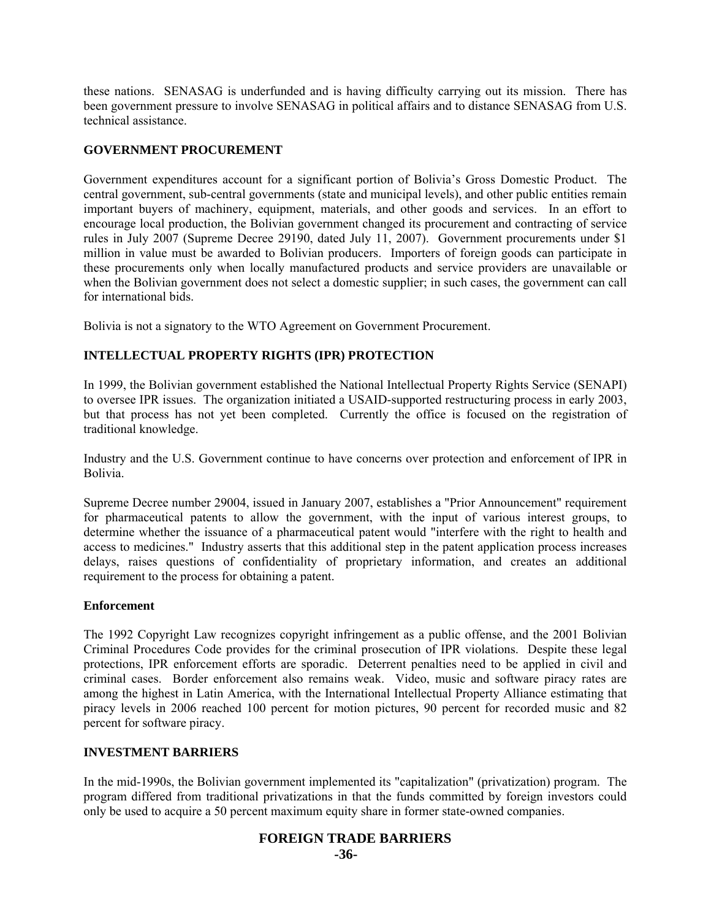these nations. SENASAG is underfunded and is having difficulty carrying out its mission. There has been government pressure to involve SENASAG in political affairs and to distance SENASAG from U.S. technical assistance.

## GOVERNMENT PROCUREMENT

Government expenditures account for a significant portion of Bolivia's Gross Domestic Product. The central government, sub-central governments (state and municipal levels), and other public entities remain important buyers of machinery, equipment, materials, and other goods and services. In an effort to encourage local production, the Bolivian government changed its procurement and contracting of service rules in July 2007 (Supreme Decree 29190, dated July 11, 2007). Government procurements under $1 million in value must be awarded to Bolivian producers. Importers of foreign goods can participate in these procurements only when locally manufactured products and service providers are unavailable or when the Bolivian government does not select a domestic supplier; in such cases, the government can call for international bids.

Bolivia is not a signatory to the WTO Agreement on Government Procurement.

## INTELLECTUAL PROPERTY RIGHTS (IPR) PROTECTION

In 1999, the Bolivian government established the National Intellectual Property Rights Service (SENAPI) to oversee IPR issues. The organization initiated a USAID-supported restructuring process in early 2003, but that process has not yet been completed. Currently the office is focused on the registration of traditional knowledge.

Industry and the U.S. Government continue to have concerns over protection and enforcement of IPR in Bolivia.

Supreme Decree number 29004, issued in January 2007, establishes a "Prior Announcement" requirement for pharmaceutical patents to allow the government, with the input of various interest groups, to determine whether the issuance of a pharmaceutical patent would "interfere with the right to health and access to medicines." Industry asserts that this additional step in the patent application process increases delays, raises questions of confidentiality of proprietary information, and creates an additional requirement to the process for obtaining a patent.

### Enforcement

The 1992 Copyright Law recognizes copyright infringement as a public offense, and the 2001 Bolivian Criminal Procedures Code provides for the criminal prosecution of IPR violations. Despite these legal protections, IPR enforcement efforts are sporadic. Deterrent penalties need to be applied in civil and criminal cases. Border enforcement also remains weak. Video, music and software piracy rates are among the highest in Latin America, with the International Intellectual Property Alliance estimating that piracy levels in 2006 reached 100 percent for motion pictures, 90 percent for recorded music and 82 percent for software piracy.

## INVESTMENT BARRIERS

In the mid-1990s, the Bolivian government implemented its "capitalization" (privatization) program. The program differed from traditional privatizations in that the funds committed by foreign investors could only be used to acquire a 50 percent maximum equity share in former state-owned companies.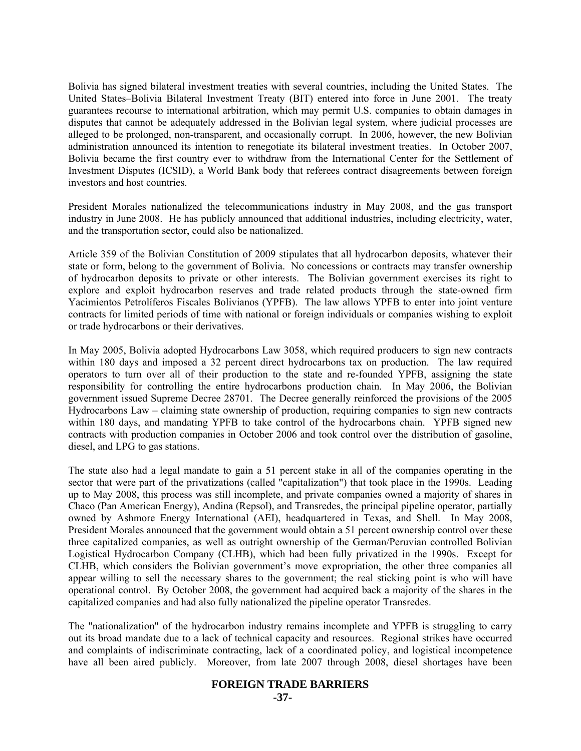Bolivia has signed bilateral investment treaties with several countries, including the United States. The United States–Bolivia Bilateral Investment Treaty (BIT) entered into force in June 2001. The treaty guarantees recourse to international arbitration, which may permit U.S. companies to obtain damages in disputes that cannot be adequately addressed in the Bolivian legal system, where judicial processes are alleged to be prolonged, non-transparent, and occasionally corrupt. In 2006, however, the new Bolivian administration announced its intention to renegotiate its bilateral investment treaties. In October 2007, Bolivia became the first country ever to withdraw from the International Center for the Settlement of Investment Disputes (ICSID), a World Bank body that referees contract disagreements between foreign investors and host countries.

President Morales nationalized the telecommunications industry in May 2008, and the gas transport industry in June 2008. He has publicly announced that additional industries, including electricity, water, and the transportation sector, could also be nationalized.

Article 359 of the Bolivian Constitution of 2009 stipulates that all hydrocarbon deposits, whatever their state or form, belong to the government of Bolivia. No concessions or contracts may transfer ownership of hydrocarbon deposits to private or other interests. The Bolivian government exercises its right to explore and exploit hydrocarbon reserves and trade related products through the state-owned firm Yacimientos Petrolíferos Fiscales Bolivianos (YPFB). The law allows YPFB to enter into joint venture contracts for limited periods of time with national or foreign individuals or companies wishing to exploit or trade hydrocarbons or their derivatives.

In May 2005, Bolivia adopted Hydrocarbons Law 3058, which required producers to sign new contracts within 180 days and imposed a 32 percent direct hydrocarbons tax on production. The law required operators to turn over all of their production to the state and re-founded YPFB, assigning the state responsibility for controlling the entire hydrocarbons production chain. In May 2006, the Bolivian government issued Supreme Decree 28701. The Decree generally reinforced the provisions of the 2005 Hydrocarbons Law – claiming state ownership of production, requiring companies to sign new contracts within 180 days, and mandating YPFB to take control of the hydrocarbons chain. YPFB signed new contracts with production companies in October 2006 and took control over the distribution of gasoline, diesel, and LPG to gas stations.

The state also had a legal mandate to gain a 51 percent stake in all of the companies operating in the sector that were part of the privatizations (called "capitalization") that took place in the 1990s. Leading up to May 2008, this process was still incomplete, and private companies owned a majority of shares in Chaco (Pan American Energy), Andina (Repsol), and Transredes, the principal pipeline operator, partially owned by Ashmore Energy International (AEI), headquartered in Texas, and Shell. In May 2008, President Morales announced that the government would obtain a 51 percent ownership control over these three capitalized companies, as well as outright ownership of the German/Peruvian controlled Bolivian Logistical Hydrocarbon Company (CLHB), which had been fully privatized in the 1990s. Except for CLHB, which considers the Bolivian government's move expropriation, the other three companies all appear willing to sell the necessary shares to the government; the real sticking point is who will have operational control. By October 2008, the government had acquired back a majority of the shares in the capitalized companies and had also fully nationalized the pipeline operator Transredes.

The "nationalization" of the hydrocarbon industry remains incomplete and YPFB is struggling to carry out its broad mandate due to a lack of technical capacity and resources. Regional strikes have occurred and complaints of indiscriminate contracting, lack of a coordinated policy, and logistical incompetence have all been aired publicly. Moreover, from late 2007 through 2008, diesel shortages have been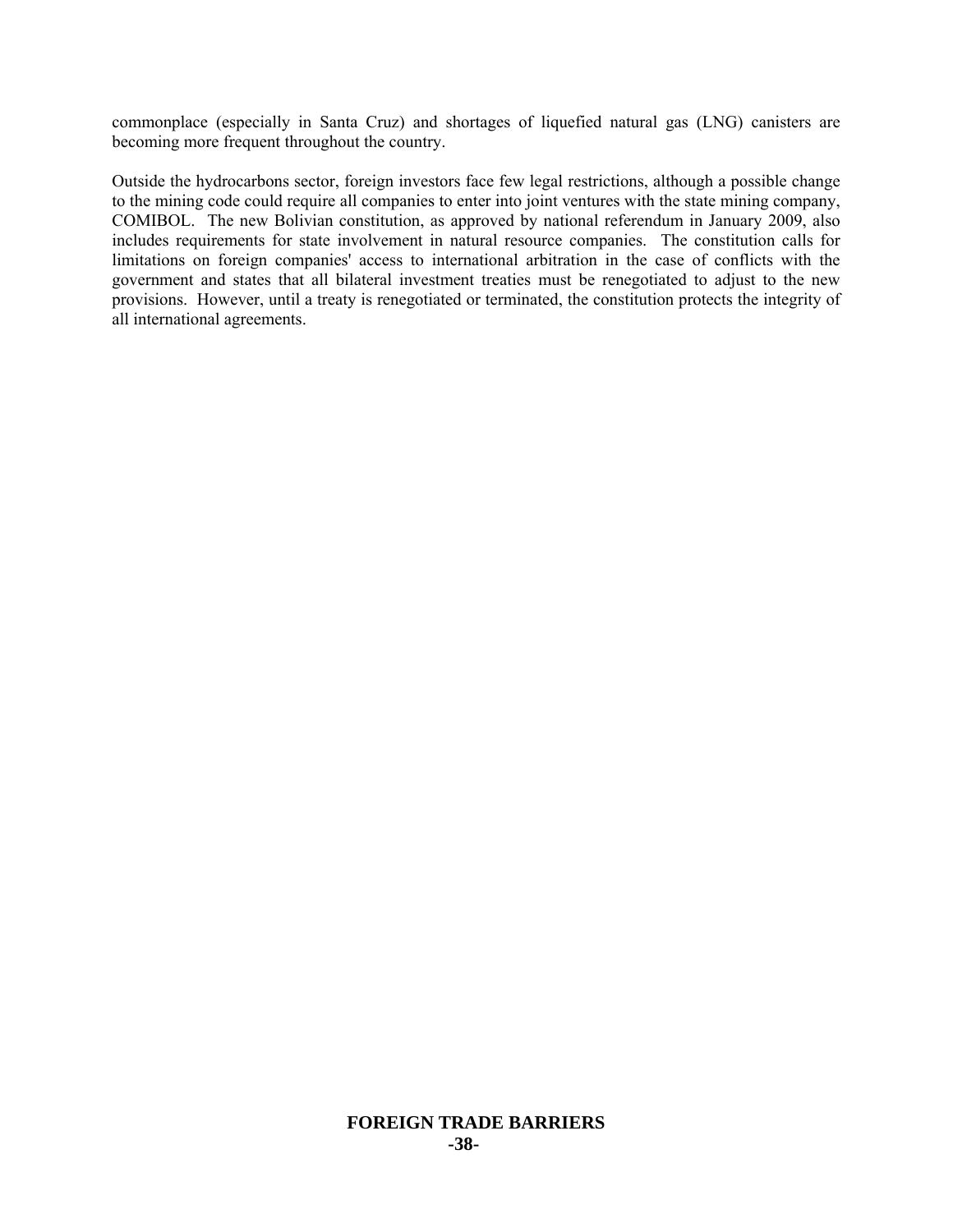commonplace (especially in Santa Cruz) and shortages of liquefied natural gas (LNG) canisters are becoming more frequent throughout the country.

Outside the hydrocarbons sector, foreign investors face few legal restrictions, although a possible change to the mining code could require all companies to enter into joint ventures with the state mining company, COMIBOL. The new Bolivian constitution, as approved by national referendum in January 2009, also includes requirements for state involvement in natural resource companies. The constitution calls for limitations on foreign companies' access to international arbitration in the case of conflicts with the government and states that all bilateral investment treaties must be renegotiated to adjust to the new provisions. However, until a treaty is renegotiated or terminated, the constitution protects the integrity of all international agreements.